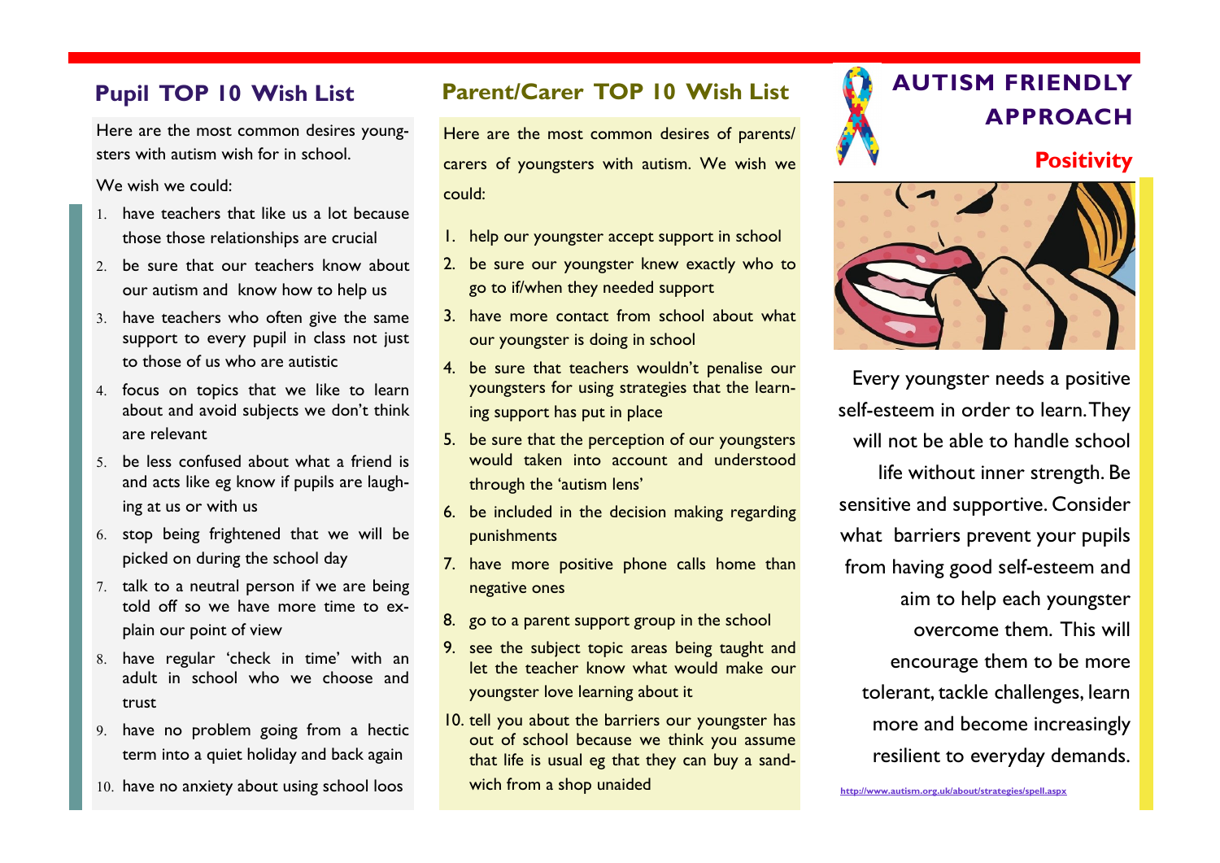## Pupil TOP 10 Wish List

Here are the most common desires youngsters with autism wish for in school.

We wish we could:

1. have teachers that like us a lot because those those relationships are crucial
2. be sure that our teachers know about our autism and know how to help us
3. have teachers who often give the same support to every pupil in class not just to those of us who are autistic
4. focus on topics that we like to learn about and avoid subjects we don't think are relevant
5. be less confused about what a friend is and acts like eg know if pupils are laughing at us or with us
6. stop being frightened that we will be picked on during the school day
7. talk to a neutral person if we are being told off so we have more time to explain our point of view
8. have regular 'check in time' with an adult in school who we choose and trust
9. have no problem going from a hectic term into a quiet holiday and back again
10. have no anxiety about using school loos

## Parent/Carer TOP 10 Wish List

Here are the most common desires of parents/carers of youngsters with autism. We wish we could:

1. help our youngster accept support in school
2. be sure our youngster knew exactly who to go to if/when they needed support
3. have more contact from school about what our youngster is doing in school
4. be sure that teachers wouldn't penalise our youngsters for using strategies that the learning support has put in place
5. be sure that the perception of our youngsters would taken into account and understood through the 'autism lens'
6. be included in the decision making regarding punishments
7. have more positive phone calls home than negative ones
8. go to a parent support group in the school
9. see the subject topic areas being taught and let the teacher know what would make our youngster love learning about it
10. tell you about the barriers our youngster has out of school because we think you assume that life is usual eg that they can buy a sandwich from a shop unaided

# AUTISM FRIENDLY APPROACH

## Positivity

Every youngster needs a positive self-esteem in order to learn. They will not be able to handle school life without inner strength. Be sensitive and supportive. Consider what barriers prevent your pupils from having good self-esteem and aim to help each youngster overcome them. This will encourage them to be more tolerant, tackle challenges, learn more and become increasingly resilient to everyday demands.

http://www.autism.org.uk/about/strategies/spell.aspx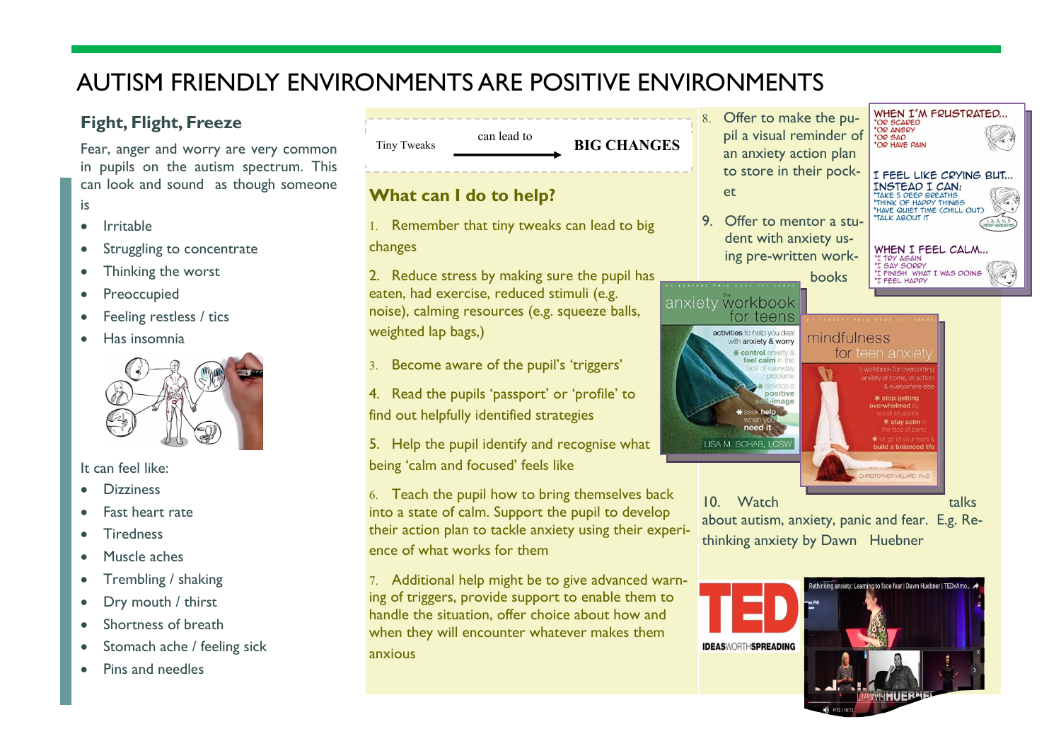# AUTISM FRIENDLY ENVIRONMENTS ARE POSITIVE ENVIRONMENTS

## Fight, Flight, Freeze

Fear, anger and worry are very common in pupils on the autism spectrum. This can look and sound as though someone is

- Irritable
- Struggling to concentrate
- Thinking the worst
- Preoccupied
- Feeling restless / tics
- Has insomnia

It can feel like:

- Dizziness
- Fast heart rate
- Tiredness
- Muscle aches
- Trembling / shaking
- Dry mouth / thirst
- Shortness of breath
- Stomach ache / feeling sick
- Pins and needles

Tiny Tweaks —can lead to→ **BIG CHANGES**

## What can I do to help?

1. Remember that tiny tweaks can lead to big changes

2. Reduce stress by making sure the pupil has eaten, had exercise, reduced stimuli (e.g. noise), calming resources (e.g. squeeze balls, weighted lap bags,)

3. Become aware of the pupil's 'triggers'

4. Read the pupils 'passport' or 'profile' to find out helpfully identified strategies

5. Help the pupil identify and recognise what being 'calm and focused' feels like

6. Teach the pupil how to bring themselves back into a state of calm. Support the pupil to develop their action plan to tackle anxiety using their experience of what works for them

7. Additional help might be to give advanced warning of triggers, provide support to enable them to handle the situation, offer choice about how and when they will encounter whatever makes them anxious

8. Offer to make the pupil a visual reminder of an anxiety action plan to store in their pocket

9. Offer to mentor a student with anxiety using pre-written workbooks

10. Watch talks about autism, anxiety, panic and fear. E.g. Rethinking anxiety by Dawn Huebner

WHEN I'M FRUSTRATED...
*OR SCARED
*OR ANGRY
*OR SAD
*OR HAVE PAIN

I FEEL LIKE CRYING BUT...
INSTEAD I CAN:
*TAKE 5 DEEP BREATHS
*THINK OF HAPPY THINGS
*HAVE QUIET TIME (CHILL OUT)
*TALK ABOUT IT

WHEN I FEEL CALM...
*I TRY AGAIN
*I SAY SORRY
*I FINISH WHAT I WAS DOING
*I FEEL HAPPY